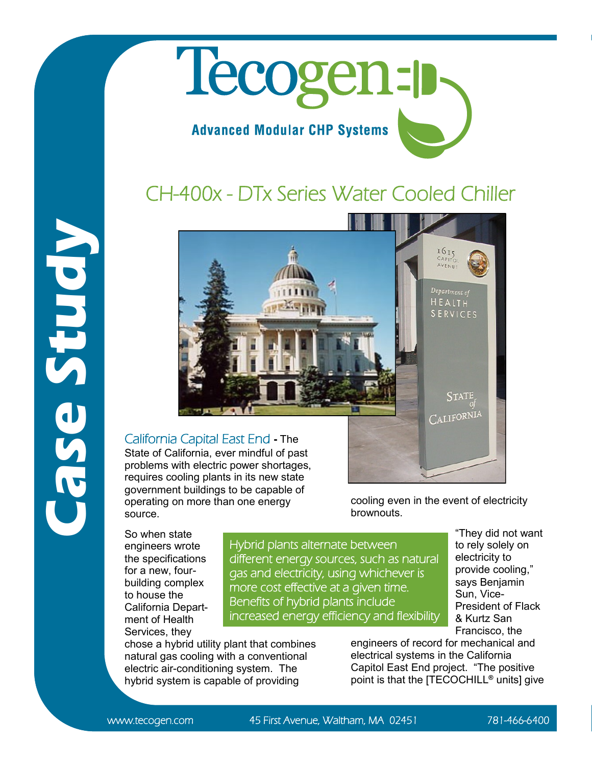# Tecogen

**Advanced Modular CHP Systems**

# Case Study

## CH-400x - DTx Series Water Cooled Chiller

California Capital East End - The State of California, ever mindful of past problems with electric power shortages, requires cooling plants in its new state government buildings to be capable of operating on more than one energy source.

So when state engineers wrote the specifications for a new, four-building complex to house the California Department of Health Services, they chose a hybrid utility plant that combines natural gas cooling with a conventional electric air-conditioning system. The hybrid system is capable of providing cooling even in the event of electricity brownouts.

> Hybrid plants alternate between different energy sources, such as natural gas and electricity, using whichever is more cost effective at a given time. Benefits of hybrid plants include increased energy efficiency and flexibility

"They did not want to rely solely on electricity to provide cooling," says Benjamin Sun, Vice-President of Flack & Kurtz San Francisco, the engineers of record for mechanical and electrical systems in the California Capitol East End project. "The positive point is that the [TECOCHILL® units] give

www.tecogen.com 45 First Avenue, Waltham, MA 02451 781-466-6400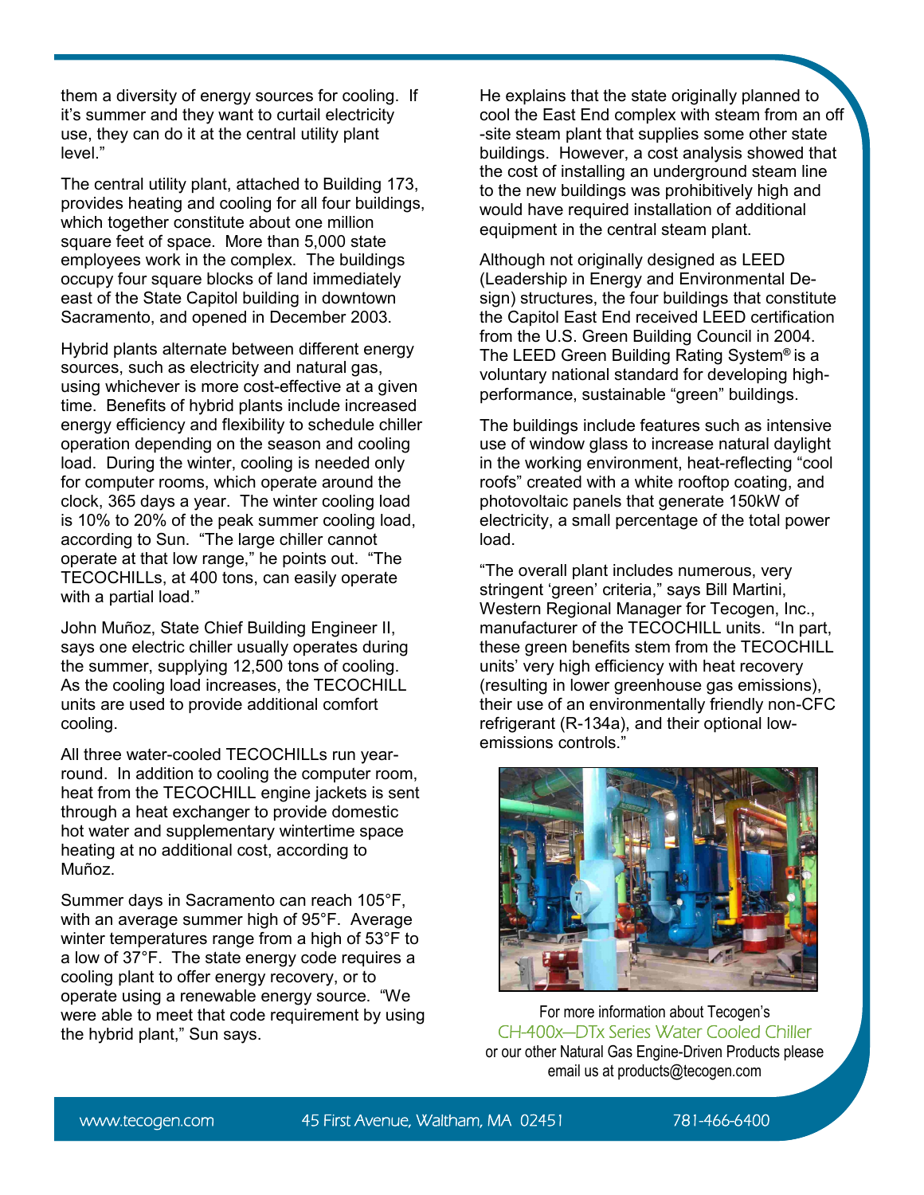them a diversity of energy sources for cooling. If it's summer and they want to curtail electricity use, they can do it at the central utility plant level."

The central utility plant, attached to Building 173, provides heating and cooling for all four buildings, which together constitute about one million square feet of space. More than 5,000 state employees work in the complex. The buildings occupy four square blocks of land immediately east of the State Capitol building in downtown Sacramento, and opened in December 2003.

Hybrid plants alternate between different energy sources, such as electricity and natural gas, using whichever is more cost-effective at a given time. Benefits of hybrid plants include increased energy efficiency and flexibility to schedule chiller operation depending on the season and cooling load. During the winter, cooling is needed only for computer rooms, which operate around the clock, 365 days a year. The winter cooling load is 10% to 20% of the peak summer cooling load, according to Sun. "The large chiller cannot operate at that low range," he points out. "The TECOCHILLs, at 400 tons, can easily operate with a partial load."

John Muñoz, State Chief Building Engineer II, says one electric chiller usually operates during the summer, supplying 12,500 tons of cooling. As the cooling load increases, the TECOCHILL units are used to provide additional comfort cooling.

All three water-cooled TECOCHILLs run year-round. In addition to cooling the computer room, heat from the TECOCHILL engine jackets is sent through a heat exchanger to provide domestic hot water and supplementary wintertime space heating at no additional cost, according to Muñoz.

Summer days in Sacramento can reach 105°F, with an average summer high of 95°F. Average winter temperatures range from a high of 53°F to a low of 37°F. The state energy code requires a cooling plant to offer energy recovery, or to operate using a renewable energy source. "We were able to meet that code requirement by using the hybrid plant," Sun says.

He explains that the state originally planned to cool the East End complex with steam from an off-site steam plant that supplies some other state buildings. However, a cost analysis showed that the cost of installing an underground steam line to the new buildings was prohibitively high and would have required installation of additional equipment in the central steam plant.

Although not originally designed as LEED (Leadership in Energy and Environmental Design) structures, the four buildings that constitute the Capitol East End received LEED certification from the U.S. Green Building Council in 2004. The LEED Green Building Rating System® is a voluntary national standard for developing high-performance, sustainable "green" buildings.

The buildings include features such as intensive use of window glass to increase natural daylight in the working environment, heat-reflecting "cool roofs" created with a white rooftop coating, and photovoltaic panels that generate 150kW of electricity, a small percentage of the total power load.

"The overall plant includes numerous, very stringent 'green' criteria," says Bill Martini, Western Regional Manager for Tecogen, Inc., manufacturer of the TECOCHILL units. "In part, these green benefits stem from the TECOCHILL units' very high efficiency with heat recovery (resulting in lower greenhouse gas emissions), their use of an environmentally friendly non-CFC refrigerant (R-134a), and their optional low-emissions controls."

For more information about Tecogen's
CH-400x—DTx Series Water Cooled Chiller
or our other Natural Gas Engine-Driven Products please email us at products@tecogen.com

www.tecogen.com 45 First Avenue, Waltham, MA 02451 781-466-6400